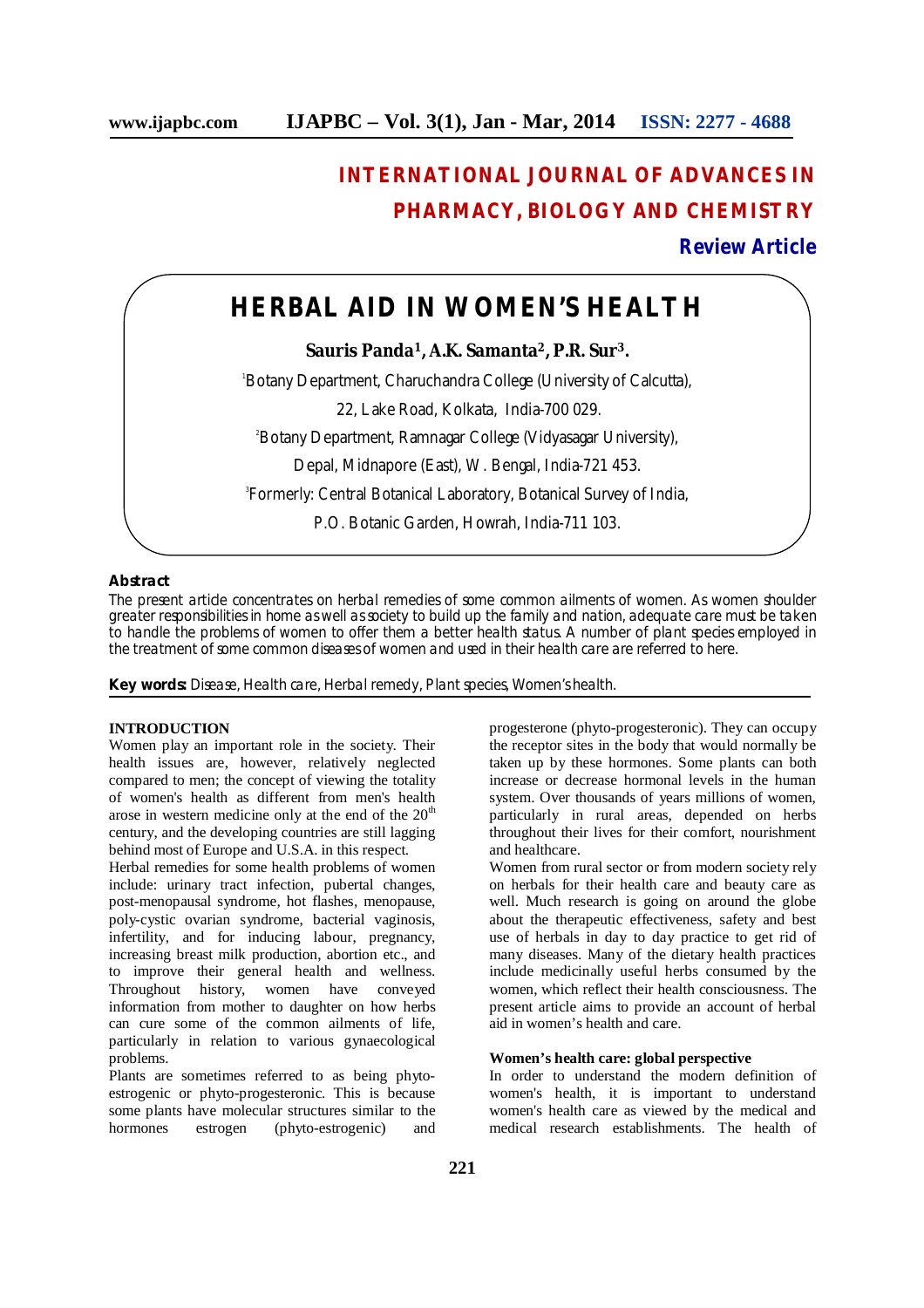# INTERNATIONAL JOURNAL OF ADVANCES IN PHARMACY, BIOLOGY AND CHEMISTRY

**Review Article**

# HERBAL AID IN WOMEN'S HEALTH

**Sauris Panda[1], A.K. Samanta[2], P.R. Sur[3].**

[1]Botany Department, Charuchandra College (University of Calcutta), 22, Lake Road, Kolkata, India-700 029.

[2]Botany Department, Ramnagar College (Vidyasagar University), Depal, Midnapore (East), W. Bengal, India-721 453.

[3]Formerly: Central Botanical Laboratory, Botanical Survey of India, P.O. Botanic Garden, Howrah, India-711 103.

## Abstract

The present article concentrates on herbal remedies of some common ailments of women. As women shoulder greater responsibilities in home as well as society to build up the family and nation, adequate care must be taken to handle the problems of women to offer them a better health status. A number of plant species employed in the treatment of some common diseases of women and used in their health care are referred to here.

**Key words:** Disease, Health care, Herbal remedy, Plant species, Women's health.

## INTRODUCTION

Women play an important role in the society. Their health issues are, however, relatively neglected compared to men; the concept of viewing the totality of women's health as different from men's health arose in western medicine only at the end of the 20$^{th}$ century, and the developing countries are still lagging behind most of Europe and U.S.A. in this respect.

Herbal remedies for some health problems of women include: urinary tract infection, pubertal changes, post-menopausal syndrome, hot flashes, menopause, poly-cystic ovarian syndrome, bacterial vaginosis, infertility, and for inducing labour, pregnancy, increasing breast milk production, abortion etc., and to improve their general health and wellness. Throughout history, women have conveyed information from mother to daughter on how herbs can cure some of the common ailments of life, particularly in relation to various gynaecological problems.

Plants are sometimes referred to as being phyto-estrogenic or phyto-progesteronic. This is because some plants have molecular structures similar to the hormones estrogen (phyto-estrogenic) and progesterone (phyto-progesteronic). They can occupy the receptor sites in the body that would normally be taken up by these hormones. Some plants can both increase or decrease hormonal levels in the human system. Over thousands of years millions of women, particularly in rural areas, depended on herbs throughout their lives for their comfort, nourishment and healthcare.

Women from rural sector or from modern society rely on herbals for their health care and beauty care as well. Much research is going on around the globe about the therapeutic effectiveness, safety and best use of herbals in day to day practice to get rid of many diseases. Many of the dietary health practices include medicinally useful herbs consumed by the women, which reflect their health consciousness. The present article aims to provide an account of herbal aid in women's health and care.

### Women's health care: global perspective

In order to understand the modern definition of women's health, it is important to understand women's health care as viewed by the medical and medical research establishments. The health of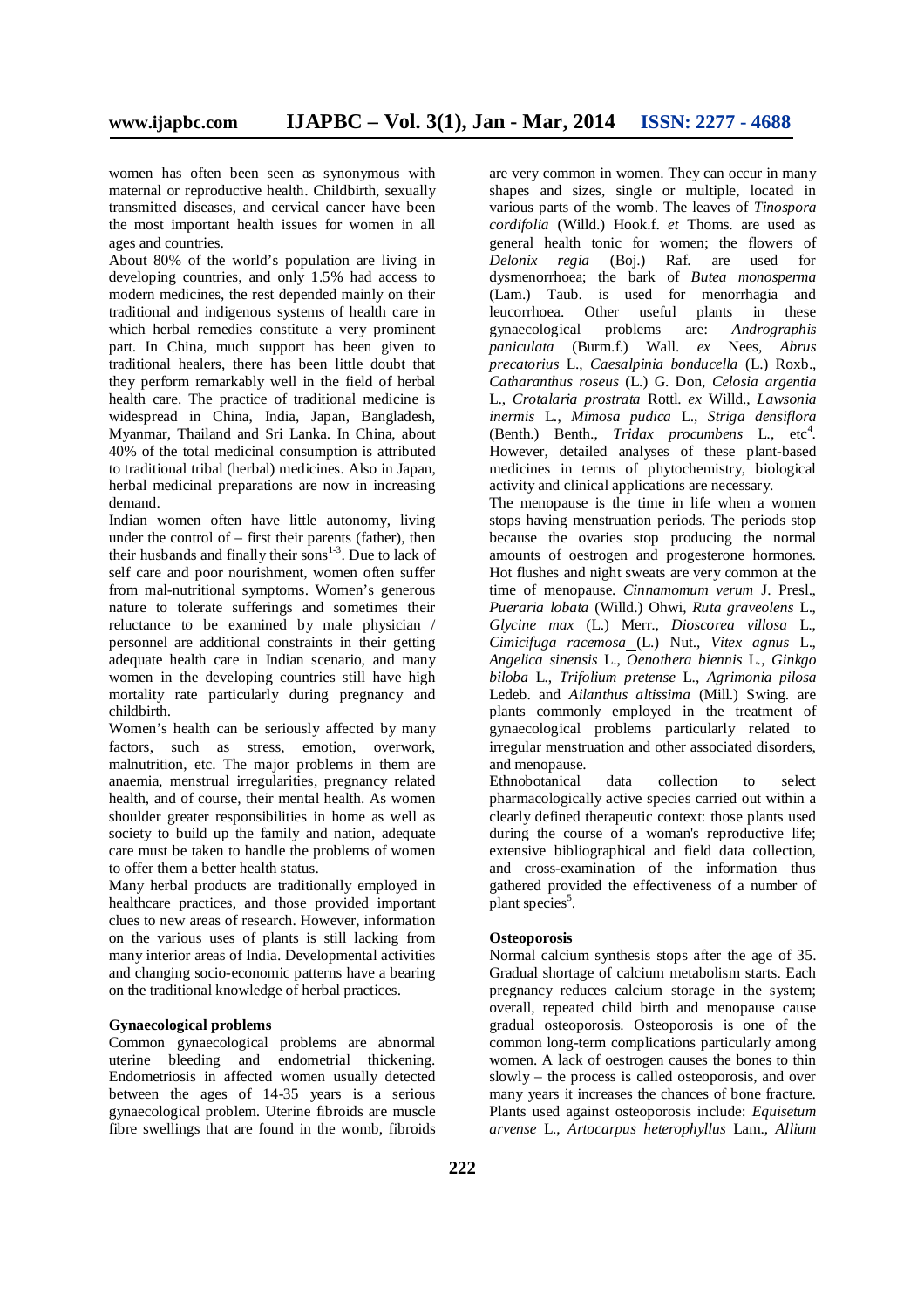women has often been seen as synonymous with maternal or reproductive health. Childbirth, sexually transmitted diseases, and cervical cancer have been the most important health issues for women in all ages and countries.

About 80% of the world's population are living in developing countries, and only 1.5% had access to modern medicines, the rest depended mainly on their traditional and indigenous systems of health care in which herbal remedies constitute a very prominent part. In China, much support has been given to traditional healers, there has been little doubt that they perform remarkably well in the field of herbal health care. The practice of traditional medicine is widespread in China, India, Japan, Bangladesh, Myanmar, Thailand and Sri Lanka. In China, about 40% of the total medicinal consumption is attributed to traditional tribal (herbal) medicines. Also in Japan, herbal medicinal preparations are now in increasing demand.

Indian women often have little autonomy, living under the control of – first their parents (father), then their husbands and finally their sons[1-3]. Due to lack of self care and poor nourishment, women often suffer from mal-nutritional symptoms. Women's generous nature to tolerate sufferings and sometimes their reluctance to be examined by male physician / personnel are additional constraints in their getting adequate health care in Indian scenario, and many women in the developing countries still have high mortality rate particularly during pregnancy and childbirth.

Women's health can be seriously affected by many factors, such as stress, emotion, overwork, malnutrition, etc. The major problems in them are anaemia, menstrual irregularities, pregnancy related health, and of course, their mental health. As women shoulder greater responsibilities in home as well as society to build up the family and nation, adequate care must be taken to handle the problems of women to offer them a better health status.

Many herbal products are traditionally employed in healthcare practices, and those provided important clues to new areas of research. However, information on the various uses of plants is still lacking from many interior areas of India. Developmental activities and changing socio-economic patterns have a bearing on the traditional knowledge of herbal practices.

**Gynaecological problems**

Common gynaecological problems are abnormal uterine bleeding and endometrial thickening. Endometriosis in affected women usually detected between the ages of 14-35 years is a serious gynaecological problem. Uterine fibroids are muscle fibre swellings that are found in the womb, fibroids are very common in women. They can occur in many shapes and sizes, single or multiple, located in various parts of the womb. The leaves of *Tinospora cordifolia* (Willd.) Hook.f. *et* Thoms. are used as general health tonic for women; the flowers of *Delonix regia* (Boj.) Raf. are used for dysmenorrhoea; the bark of *Butea monosperma* (Lam.) Taub. is used for menorrhagia and leucorrhoea. Other useful plants in these gynaecological problems are: *Andrographis paniculata* (Burm.f.) Wall. *ex* Nees, *Abrus precatorius* L., *Caesalpinia bonducella* (L.) Roxb., *Catharanthus roseus* (L.) G. Don, *Celosia argentia* L., *Crotalaria prostrata* Rottl. *ex* Willd., *Lawsonia inermis* L., *Mimosa pudica* L., *Striga densiflora* (Benth.) Benth., *Tridax procumbens* L., etc[4]. However, detailed analyses of these plant-based medicines in terms of phytochemistry, biological activity and clinical applications are necessary.

The menopause is the time in life when a women stops having menstruation periods. The periods stop because the ovaries stop producing the normal amounts of oestrogen and progesterone hormones. Hot flushes and night sweats are very common at the time of menopause. *Cinnamomum verum* J. Presl., *Pueraria lobata* (Willd.) Ohwi, *Ruta graveolens* L., *Glycine max* (L.) Merr., *Dioscorea villosa* L., *Cimicifuga racemosa* (L.) Nut., *Vitex agnus* L., *Angelica sinensis* L., *Oenothera biennis* L., *Ginkgo biloba* L., *Trifolium pretense* L., *Agrimonia pilosa* Ledeb. and *Ailanthus altissima* (Mill.) Swing. are plants commonly employed in the treatment of gynaecological problems particularly related to irregular menstruation and other associated disorders, and menopause.

Ethnobotanical data collection to select pharmacologically active species carried out within a clearly defined therapeutic context: those plants used during the course of a woman's reproductive life; extensive bibliographical and field data collection, and cross-examination of the information thus gathered provided the effectiveness of a number of plant species[5].

**Osteoporosis**

Normal calcium synthesis stops after the age of 35. Gradual shortage of calcium metabolism starts. Each pregnancy reduces calcium storage in the system; overall, repeated child birth and menopause cause gradual osteoporosis. Osteoporosis is one of the common long-term complications particularly among women. A lack of oestrogen causes the bones to thin slowly – the process is called osteoporosis, and over many years it increases the chances of bone fracture. Plants used against osteoporosis include: *Equisetum arvense* L., *Artocarpus heterophyllus* Lam., *Allium*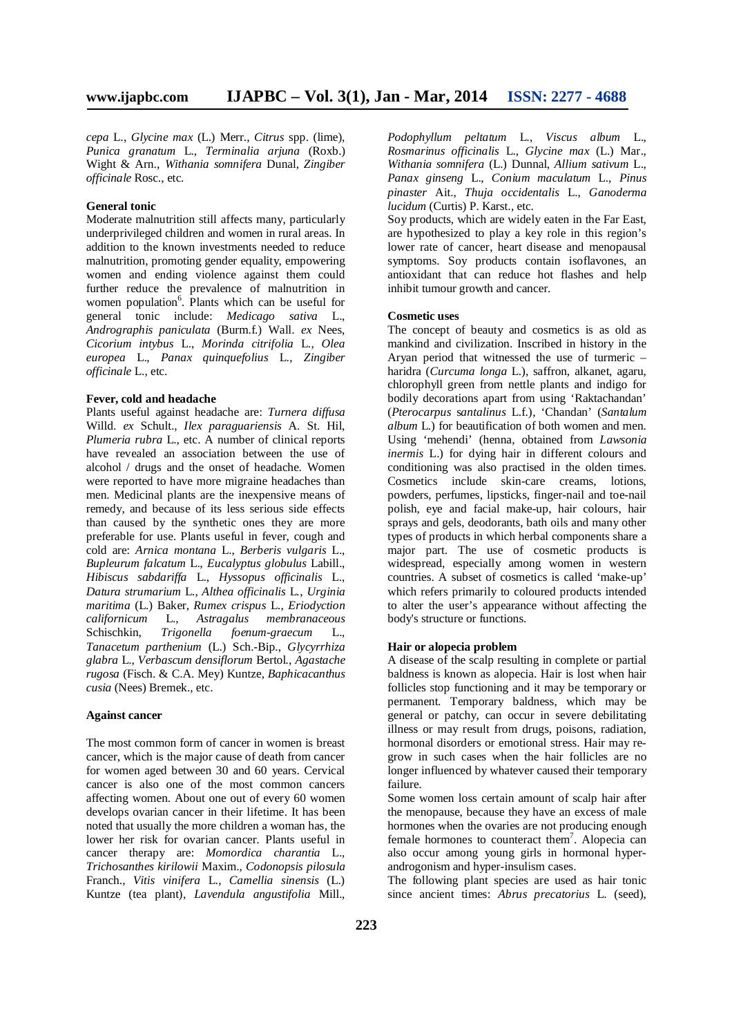*cepa* L., *Glycine max* (L.) Merr., *Citrus* spp. (lime), *Punica granatum* L., *Terminalia arjuna* (Roxb.) Wight & Arn., *Withania somnifera* Dunal, *Zingiber officinale* Rosc., etc.

**General tonic**

Moderate malnutrition still affects many, particularly underprivileged children and women in rural areas. In addition to the known investments needed to reduce malnutrition, promoting gender equality, empowering women and ending violence against them could further reduce the prevalence of malnutrition in women population[6]. Plants which can be useful for general tonic include: *Medicago sativa* L., *Andrographis paniculata* (Burm.f.) Wall. *ex* Nees, *Cicorium intybus* L., *Morinda citrifolia* L., *Olea europea* L., *Panax quinquefolius* L., *Zingiber officinale* L., etc.

**Fever, cold and headache**

Plants useful against headache are: *Turnera diffusa* Willd. *ex* Schult., *Ilex paraguariensis* A. St. Hil, *Plumeria rubra* L., etc. A number of clinical reports have revealed an association between the use of alcohol / drugs and the onset of headache. Women were reported to have more migraine headaches than men. Medicinal plants are the inexpensive means of remedy, and because of its less serious side effects than caused by the synthetic ones they are more preferable for use. Plants useful in fever, cough and cold are: *Arnica montana* L., *Berberis vulgaris* L., *Bupleurum falcatum* L., *Eucalyptus globulus* Labill., *Hibiscus sabdariffa* L., *Hyssopus officinalis* L., *Datura strumarium* L., *Althea officinalis* L., *Urginia maritima* (L.) Baker, *Rumex crispus* L., *Eriodyction californicum* L., *Astragalus membranaceous* Schischkin, *Trigonella foenum-graecum* L., *Tanacetum parthenium* (L.) Sch.-Bip., *Glycyrrhiza glabra* L., *Verbascum densiflorum* Bertol., *Agastache rugosa* (Fisch. & C.A. Mey) Kuntze, *Baphicacanthus cusia* (Nees) Bremek., etc.

**Against cancer**

The most common form of cancer in women is breast cancer, which is the major cause of death from cancer for women aged between 30 and 60 years. Cervical cancer is also one of the most common cancers affecting women. About one out of every 60 women develops ovarian cancer in their lifetime. It has been noted that usually the more children a woman has, the lower her risk for ovarian cancer. Plants useful in cancer therapy are: *Momordica charantia* L., *Trichosanthes kirilowii* Maxim., *Codonopsis pilosula* Franch., *Vitis vinifera* L., *Camellia sinensis* (L.) Kuntze (tea plant), *Lavendula angustifolia* Mill., *Podophyllum peltatum* L., *Viscus album* L., *Rosmarinus officinalis* L., *Glycine max* (L.) Mar., *Withania somnifera* (L.) Dunnal, *Allium sativum* L., *Panax ginseng* L., *Conium maculatum* L., *Pinus pinaster* Ait., *Thuja occidentalis* L., *Ganoderma lucidum* (Curtis) P. Karst., etc.

Soy products, which are widely eaten in the Far East, are hypothesized to play a key role in this region's lower rate of cancer, heart disease and menopausal symptoms. Soy products contain isoflavones, an antioxidant that can reduce hot flashes and help inhibit tumour growth and cancer.

**Cosmetic uses**

The concept of beauty and cosmetics is as old as mankind and civilization. Inscribed in history in the Aryan period that witnessed the use of turmeric – haridra (*Curcuma longa* L.), saffron, alkanet, agaru, chlorophyll green from nettle plants and indigo for bodily decorations apart from using 'Raktachandan' (*Pterocarpus santalinus* L.f.), 'Chandan' (*Santalum album* L.) for beautification of both women and men. Using 'mehendi' (henna, obtained from *Lawsonia inermis* L.) for dying hair in different colours and conditioning was also practised in the olden times. Cosmetics include skin-care creams, lotions, powders, perfumes, lipsticks, finger-nail and toe-nail polish, eye and facial make-up, hair colours, hair sprays and gels, deodorants, bath oils and many other types of products in which herbal components share a major part. The use of cosmetic products is widespread, especially among women in western countries. A subset of cosmetics is called 'make-up' which refers primarily to coloured products intended to alter the user's appearance without affecting the body's structure or functions.

**Hair or alopecia problem**

A disease of the scalp resulting in complete or partial baldness is known as alopecia. Hair is lost when hair follicles stop functioning and it may be temporary or permanent. Temporary baldness, which may be general or patchy, can occur in severe debilitating illness or may result from drugs, poisons, radiation, hormonal disorders or emotional stress. Hair may re-grow in such cases when the hair follicles are no longer influenced by whatever caused their temporary failure.

Some women loss certain amount of scalp hair after the menopause, because they have an excess of male hormones when the ovaries are not producing enough female hormones to counteract them[7]. Alopecia can also occur among young girls in hormonal hyper-androgonism and hyper-insulism cases.

The following plant species are used as hair tonic since ancient times: *Abrus precatorius* L. (seed),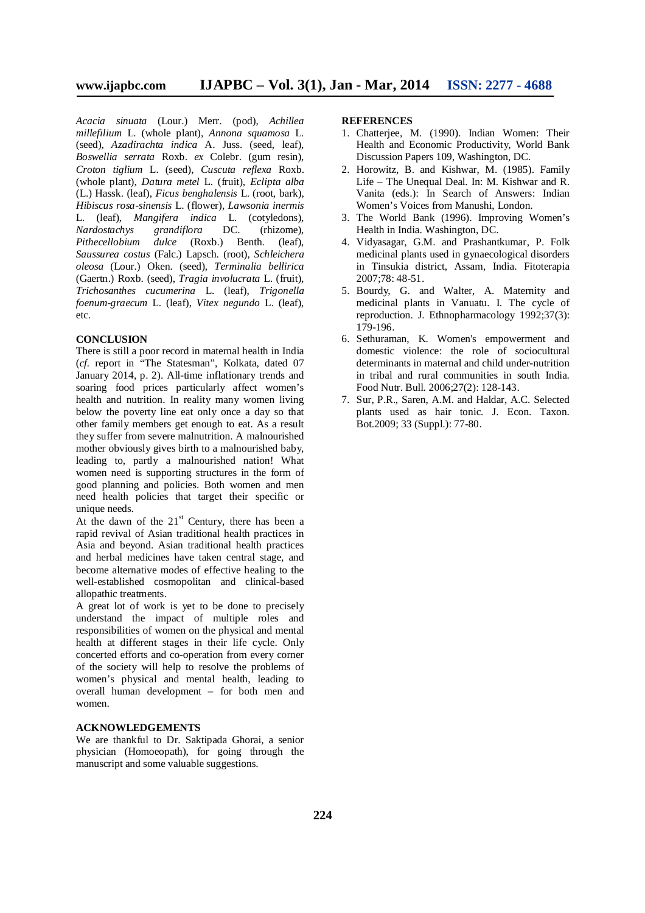*Acacia sinuata* (Lour.) Merr. (pod), *Achillea millefilium* L. (whole plant), *Annona squamosa* L. (seed), *Azadirachta indica* A. Juss. (seed, leaf), *Boswellia serrata* Roxb. *ex* Colebr. (gum resin), *Croton tiglium* L. (seed), *Cuscuta reflexa* Roxb. (whole plant), *Datura metel* L. (fruit), *Eclipta alba* (L.) Hassk. (leaf), *Ficus benghalensis* L. (root, bark), *Hibiscus rosa-sinensis* L. (flower), *Lawsonia inermis* L. (leaf), *Mangifera indica* L. (cotyledons), *Nardostachys grandiflora* DC. (rhizome), *Pithecellobium dulce* (Roxb.) Benth. (leaf), *Saussurea costus* (Falc.) Lapsch. (root), *Schleichera oleosa* (Lour.) Oken. (seed), *Terminalia bellirica* (Gaertn.) Roxb. (seed), *Tragia involucrata* L. (fruit), *Trichosanthes cucumerina* L. (leaf), *Trigonella foenum-graecum* L. (leaf), *Vitex negundo* L. (leaf), etc.

## CONCLUSION

There is still a poor record in maternal health in India (*cf.* report in "The Statesman", Kolkata, dated 07 January 2014, p. 2). All-time inflationary trends and soaring food prices particularly affect women's health and nutrition. In reality many women living below the poverty line eat only once a day so that other family members get enough to eat. As a result they suffer from severe malnutrition. A malnourished mother obviously gives birth to a malnourished baby, leading to, partly a malnourished nation! What women need is supporting structures in the form of good planning and policies. Both women and men need health policies that target their specific or unique needs.

At the dawn of the 21st Century, there has been a rapid revival of Asian traditional health practices in Asia and beyond. Asian traditional health practices and herbal medicines have taken central stage, and become alternative modes of effective healing to the well-established cosmopolitan and clinical-based allopathic treatments.

A great lot of work is yet to be done to precisely understand the impact of multiple roles and responsibilities of women on the physical and mental health at different stages in their life cycle. Only concerted efforts and co-operation from every corner of the society will help to resolve the problems of women's physical and mental health, leading to overall human development – for both men and women.

## ACKNOWLEDGEMENTS

We are thankful to Dr. Saktipada Ghorai, a senior physician (Homoeopath), for going through the manuscript and some valuable suggestions.

## REFERENCES

1. Chatterjee, M. (1990). Indian Women: Their Health and Economic Productivity, World Bank Discussion Papers 109, Washington, DC.
2. Horowitz, B. and Kishwar, M. (1985). Family Life – The Unequal Deal. In: M. Kishwar and R. Vanita (eds.): In Search of Answers: Indian Women's Voices from Manushi, London.
3. The World Bank (1996). Improving Women's Health in India. Washington, DC.
4. Vidyasagar, G.M. and Prashantkumar, P. Folk medicinal plants used in gynaecological disorders in Tinsukia district, Assam, India. Fitoterapia 2007;78: 48-51.
5. Bourdy, G. and Walter, A. Maternity and medicinal plants in Vanuatu. I. The cycle of reproduction. J. Ethnopharmacology 1992;37(3): 179-196.
6. Sethuraman, K. Women's empowerment and domestic violence: the role of sociocultural determinants in maternal and child under-nutrition in tribal and rural communities in south India. Food Nutr. Bull. 2006;27(2): 128-143.
7. Sur, P.R., Saren, A.M. and Haldar, A.C. Selected plants used as hair tonic. J. Econ. Taxon. Bot.2009; 33 (Suppl.): 77-80.